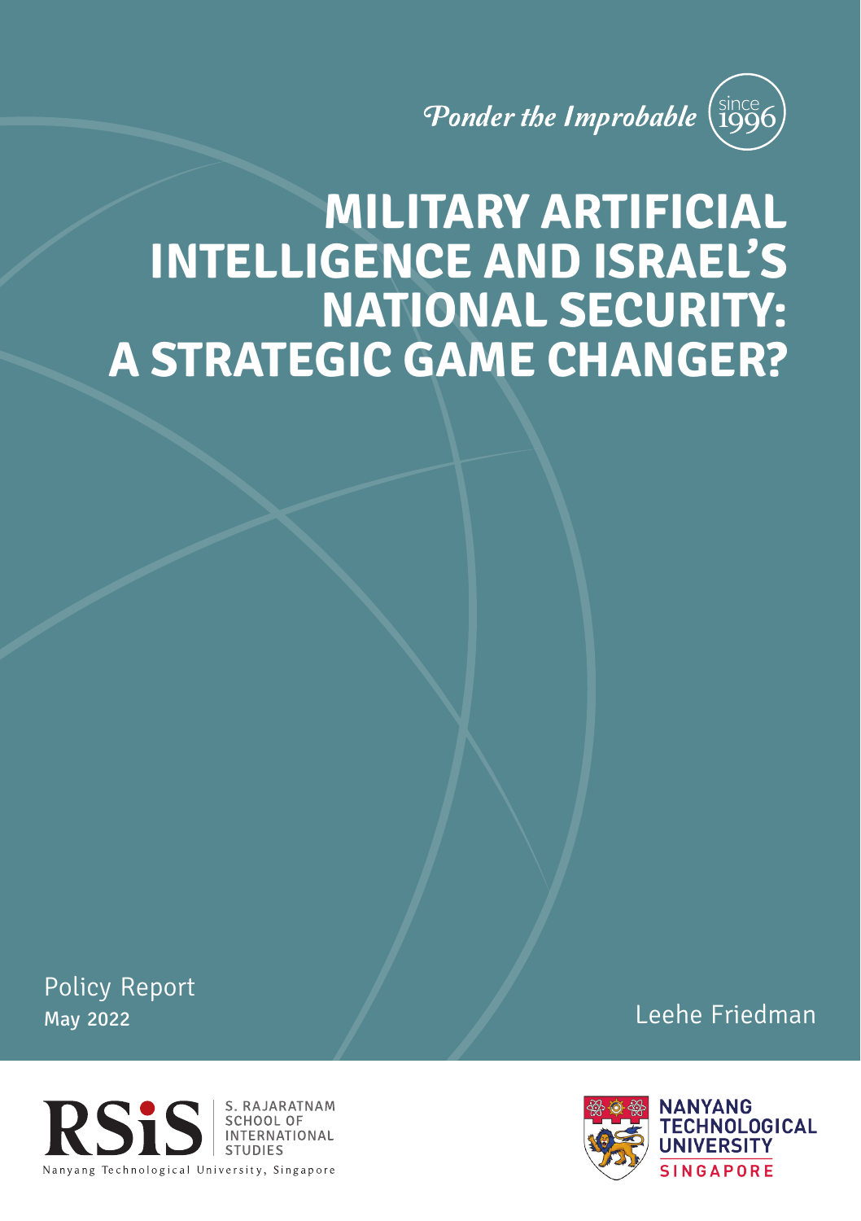*Ponder the Improbable* since 1996

# MILITARY ARTIFICIAL INTELLIGENCE AND ISRAEL'S NATIONAL SECURITY: A STRATEGIC GAME CHANGER?

Policy Report
May 2022

Leehe Friedman

RSiS S. RAJARATNAM SCHOOL OF INTERNATIONAL STUDIES
Nanyang Technological University, Singapore

NANYANG TECHNOLOGICAL UNIVERSITY SINGAPORE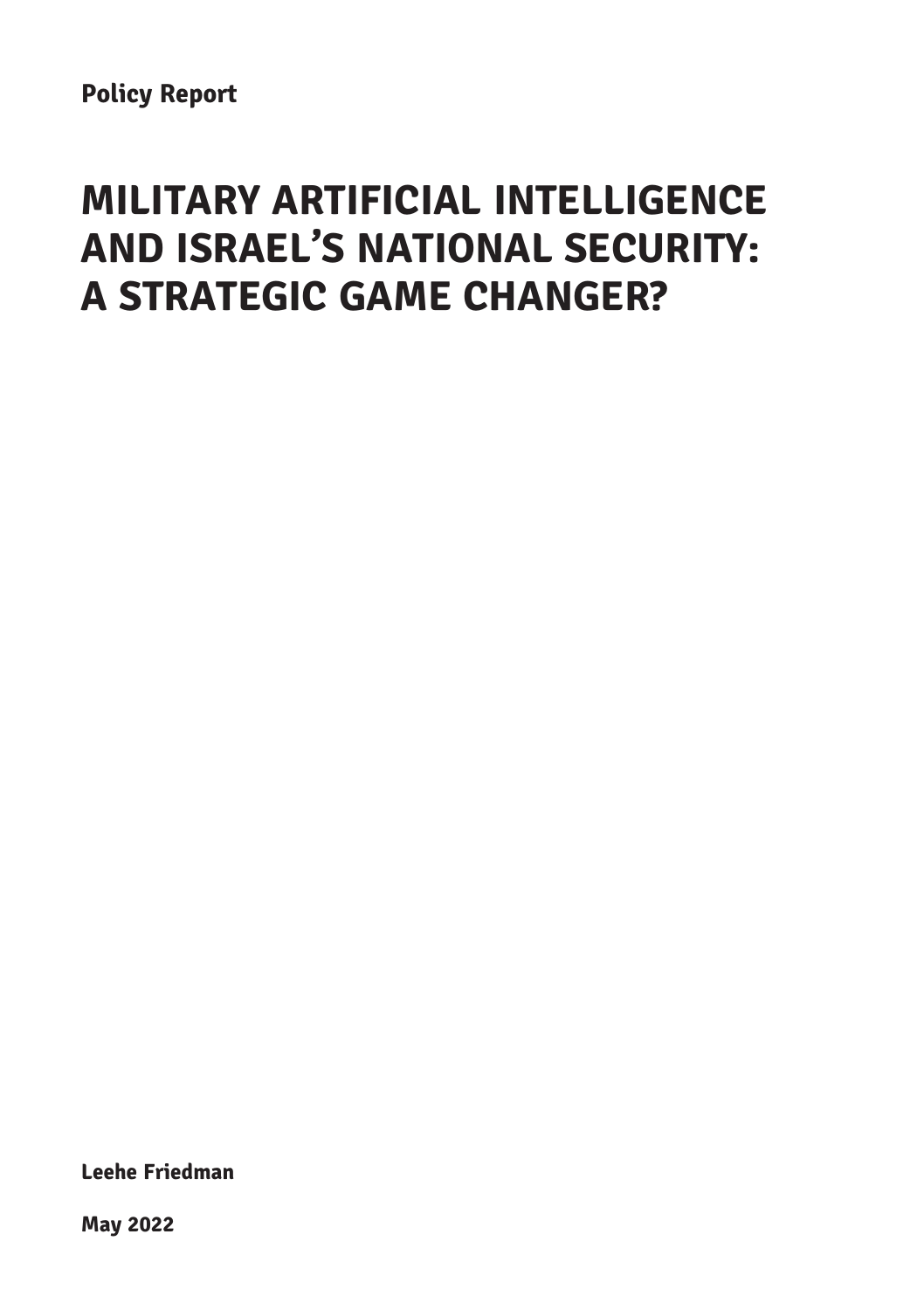**Policy Report**

# MILITARY ARTIFICIAL INTELLIGENCE AND ISRAEL'S NATIONAL SECURITY: A STRATEGIC GAME CHANGER?

**Leehe Friedman**

**May 2022**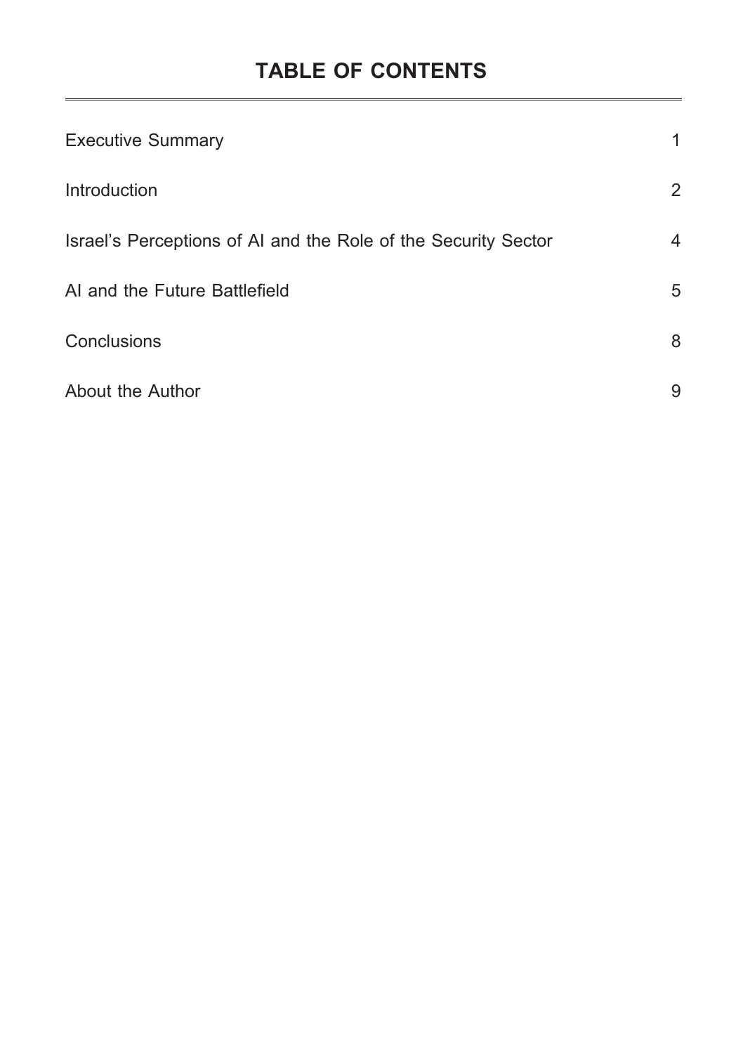# TABLE OF CONTENTS

| | |
|---|---|
| Executive Summary | 1 |
| Introduction | 2 |
| Israel’s Perceptions of AI and the Role of the Security Sector | 4 |
| AI and the Future Battlefield | 5 |
| Conclusions | 8 |
| About the Author | 9 |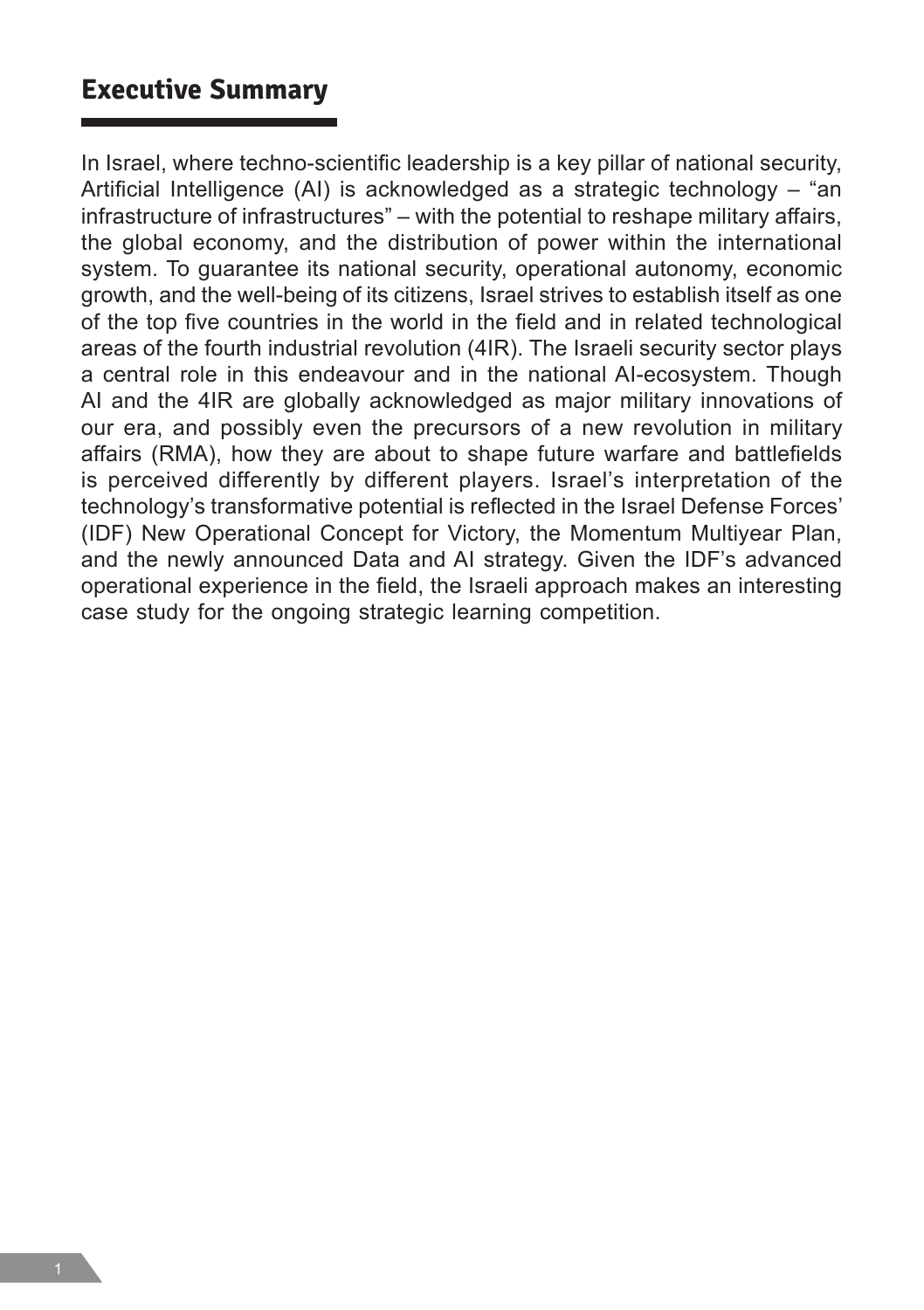## Executive Summary

In Israel, where techno-scientific leadership is a key pillar of national security, Artificial Intelligence (AI) is acknowledged as a strategic technology – "an infrastructure of infrastructures" – with the potential to reshape military affairs, the global economy, and the distribution of power within the international system. To guarantee its national security, operational autonomy, economic growth, and the well-being of its citizens, Israel strives to establish itself as one of the top five countries in the world in the field and in related technological areas of the fourth industrial revolution (4IR). The Israeli security sector plays a central role in this endeavour and in the national AI-ecosystem. Though AI and the 4IR are globally acknowledged as major military innovations of our era, and possibly even the precursors of a new revolution in military affairs (RMA), how they are about to shape future warfare and battlefields is perceived differently by different players. Israel's interpretation of the technology's transformative potential is reflected in the Israel Defense Forces' (IDF) New Operational Concept for Victory, the Momentum Multiyear Plan, and the newly announced Data and AI strategy. Given the IDF's advanced operational experience in the field, the Israeli approach makes an interesting case study for the ongoing strategic learning competition.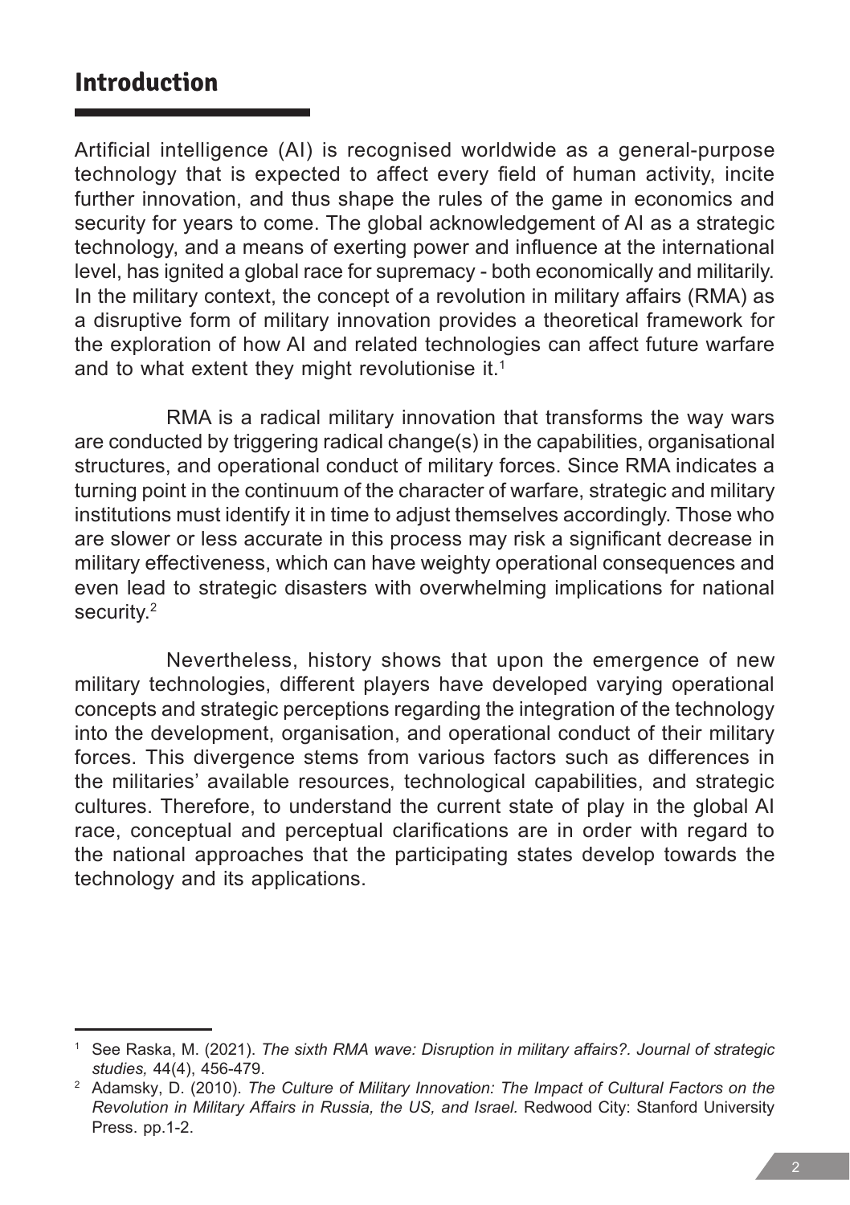## Introduction

Artificial intelligence (AI) is recognised worldwide as a general-purpose technology that is expected to affect every field of human activity, incite further innovation, and thus shape the rules of the game in economics and security for years to come. The global acknowledgement of AI as a strategic technology, and a means of exerting power and influence at the international level, has ignited a global race for supremacy - both economically and militarily. In the military context, the concept of a revolution in military affairs (RMA) as a disruptive form of military innovation provides a theoretical framework for the exploration of how AI and related technologies can affect future warfare and to what extent they might revolutionise it.[1]

RMA is a radical military innovation that transforms the way wars are conducted by triggering radical change(s) in the capabilities, organisational structures, and operational conduct of military forces. Since RMA indicates a turning point in the continuum of the character of warfare, strategic and military institutions must identify it in time to adjust themselves accordingly. Those who are slower or less accurate in this process may risk a significant decrease in military effectiveness, which can have weighty operational consequences and even lead to strategic disasters with overwhelming implications for national security.[2]

Nevertheless, history shows that upon the emergence of new military technologies, different players have developed varying operational concepts and strategic perceptions regarding the integration of the technology into the development, organisation, and operational conduct of their military forces. This divergence stems from various factors such as differences in the militaries' available resources, technological capabilities, and strategic cultures. Therefore, to understand the current state of play in the global AI race, conceptual and perceptual clarifications are in order with regard to the national approaches that the participating states develop towards the technology and its applications.

---

[1] See Raska, M. (2021). *The sixth RMA wave: Disruption in military affairs?. Journal of strategic studies,* 44(4), 456-479.

[2] Adamsky, D. (2010). *The Culture of Military Innovation: The Impact of Cultural Factors on the Revolution in Military Affairs in Russia, the US, and Israel.* Redwood City: Stanford University Press. pp.1-2.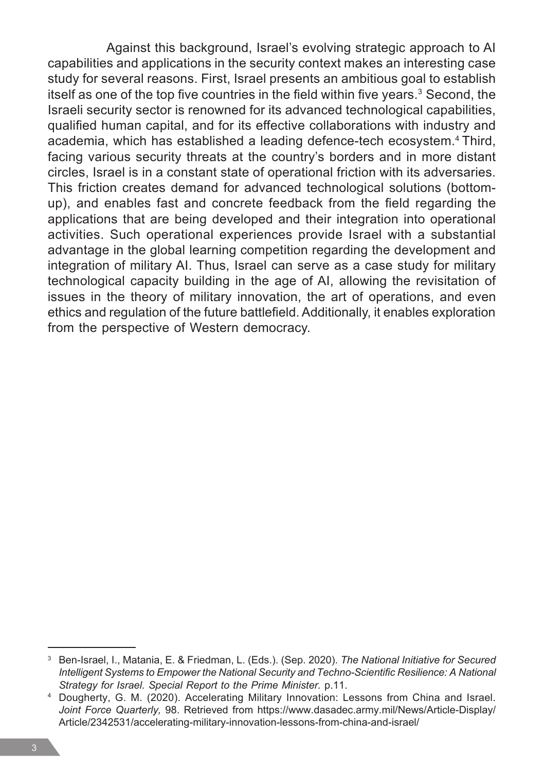Against this background, Israel's evolving strategic approach to AI capabilities and applications in the security context makes an interesting case study for several reasons. First, Israel presents an ambitious goal to establish itself as one of the top five countries in the field within five years.[3] Second, the Israeli security sector is renowned for its advanced technological capabilities, qualified human capital, and for its effective collaborations with industry and academia, which has established a leading defence-tech ecosystem.[4] Third, facing various security threats at the country's borders and in more distant circles, Israel is in a constant state of operational friction with its adversaries. This friction creates demand for advanced technological solutions (bottom-up), and enables fast and concrete feedback from the field regarding the applications that are being developed and their integration into operational activities. Such operational experiences provide Israel with a substantial advantage in the global learning competition regarding the development and integration of military AI. Thus, Israel can serve as a case study for military technological capacity building in the age of AI, allowing the revisitation of issues in the theory of military innovation, the art of operations, and even ethics and regulation of the future battlefield. Additionally, it enables exploration from the perspective of Western democracy.

---

[3] Ben-Israel, I., Matania, E. & Friedman, L. (Eds.). (Sep. 2020). *The National Initiative for Secured Intelligent Systems to Empower the National Security and Techno-Scientific Resilience: A National Strategy for Israel. Special Report to the Prime Minister.* p.11.

[4] Dougherty, G. M. (2020). Accelerating Military Innovation: Lessons from China and Israel. *Joint Force Quarterly,* 98. Retrieved from https://www.dasadec.army.mil/News/Article-Display/Article/2342531/accelerating-military-innovation-lessons-from-china-and-israel/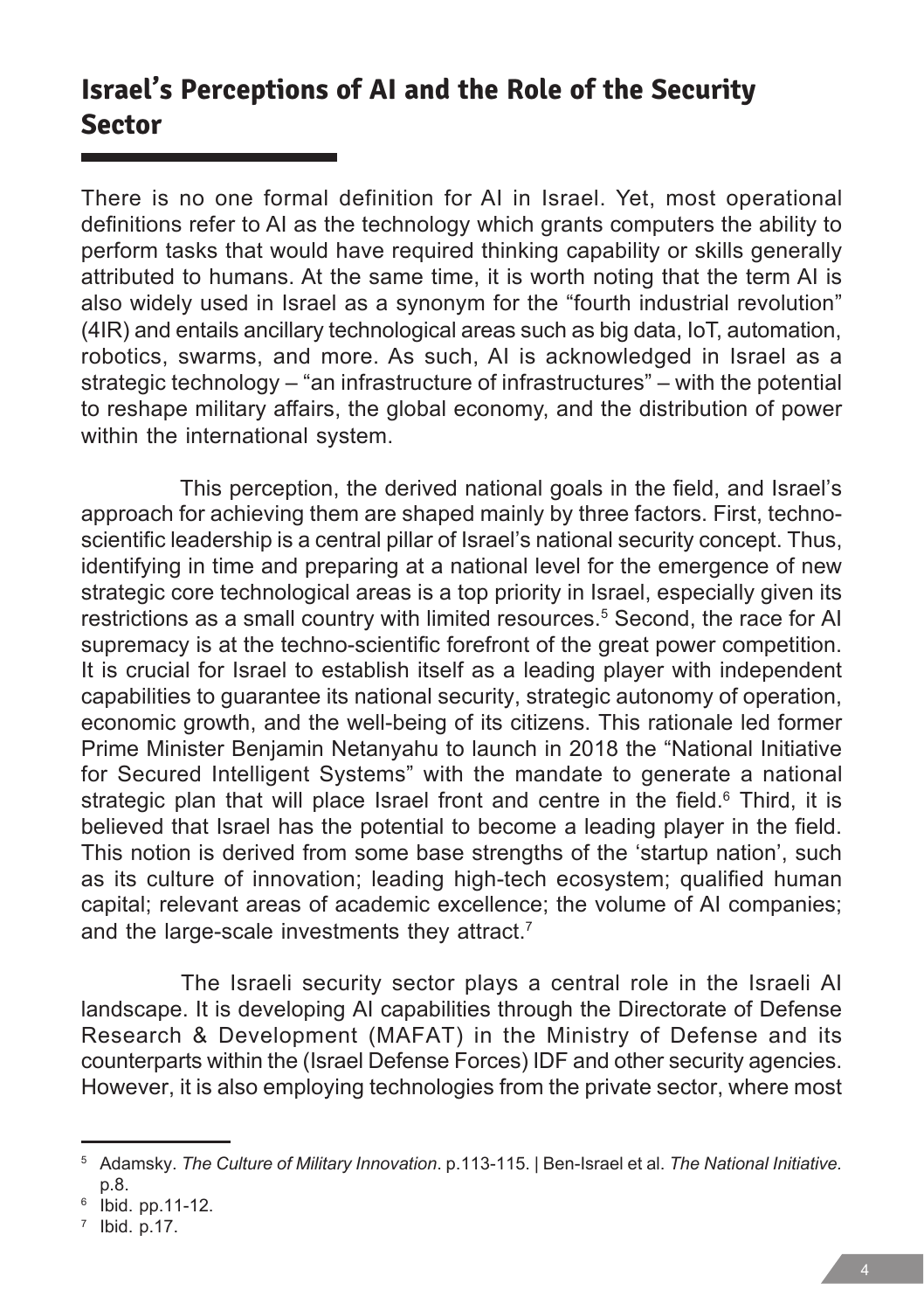## Israel's Perceptions of AI and the Role of the Security Sector

There is no one formal definition for AI in Israel. Yet, most operational definitions refer to AI as the technology which grants computers the ability to perform tasks that would have required thinking capability or skills generally attributed to humans. At the same time, it is worth noting that the term AI is also widely used in Israel as a synonym for the "fourth industrial revolution" (4IR) and entails ancillary technological areas such as big data, IoT, automation, robotics, swarms, and more. As such, AI is acknowledged in Israel as a strategic technology – "an infrastructure of infrastructures" – with the potential to reshape military affairs, the global economy, and the distribution of power within the international system.

This perception, the derived national goals in the field, and Israel's approach for achieving them are shaped mainly by three factors. First, techno-scientific leadership is a central pillar of Israel's national security concept. Thus, identifying in time and preparing at a national level for the emergence of new strategic core technological areas is a top priority in Israel, especially given its restrictions as a small country with limited resources.[5] Second, the race for AI supremacy is at the techno-scientific forefront of the great power competition. It is crucial for Israel to establish itself as a leading player with independent capabilities to guarantee its national security, strategic autonomy of operation, economic growth, and the well-being of its citizens. This rationale led former Prime Minister Benjamin Netanyahu to launch in 2018 the "National Initiative for Secured Intelligent Systems" with the mandate to generate a national strategic plan that will place Israel front and centre in the field.[6] Third, it is believed that Israel has the potential to become a leading player in the field. This notion is derived from some base strengths of the 'startup nation', such as its culture of innovation; leading high-tech ecosystem; qualified human capital; relevant areas of academic excellence; the volume of AI companies; and the large-scale investments they attract.[7]

The Israeli security sector plays a central role in the Israeli AI landscape. It is developing AI capabilities through the Directorate of Defense Research & Development (MAFAT) in the Ministry of Defense and its counterparts within the (Israel Defense Forces) IDF and other security agencies. However, it is also employing technologies from the private sector, where most

---

[5] Adamsky. *The Culture of Military Innovation*. p.113-115. | Ben-Israel et al. *The National Initiative.* p.8.

[6] Ibid. pp.11-12.

[7] Ibid. p.17.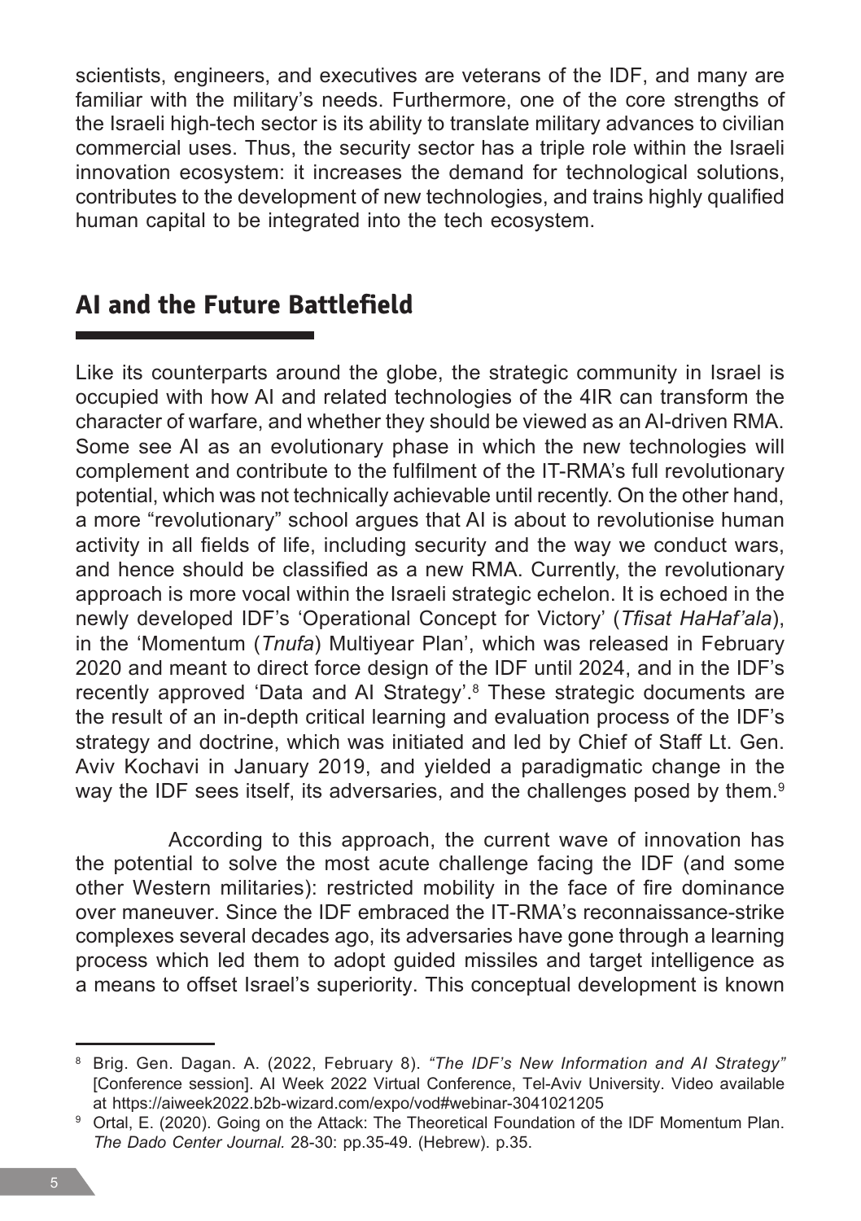scientists, engineers, and executives are veterans of the IDF, and many are familiar with the military's needs. Furthermore, one of the core strengths of the Israeli high-tech sector is its ability to translate military advances to civilian commercial uses. Thus, the security sector has a triple role within the Israeli innovation ecosystem: it increases the demand for technological solutions, contributes to the development of new technologies, and trains highly qualified human capital to be integrated into the tech ecosystem.

## AI and the Future Battlefield

Like its counterparts around the globe, the strategic community in Israel is occupied with how AI and related technologies of the 4IR can transform the character of warfare, and whether they should be viewed as an AI-driven RMA. Some see AI as an evolutionary phase in which the new technologies will complement and contribute to the fulfilment of the IT-RMA's full revolutionary potential, which was not technically achievable until recently. On the other hand, a more "revolutionary" school argues that AI is about to revolutionise human activity in all fields of life, including security and the way we conduct wars, and hence should be classified as a new RMA. Currently, the revolutionary approach is more vocal within the Israeli strategic echelon. It is echoed in the newly developed IDF's 'Operational Concept for Victory' (*Tfisat HaHaf'ala*), in the 'Momentum (*Tnufa*) Multiyear Plan', which was released in February 2020 and meant to direct force design of the IDF until 2024, and in the IDF's recently approved 'Data and AI Strategy'.[8] These strategic documents are the result of an in-depth critical learning and evaluation process of the IDF's strategy and doctrine, which was initiated and led by Chief of Staff Lt. Gen. Aviv Kochavi in January 2019, and yielded a paradigmatic change in the way the IDF sees itself, its adversaries, and the challenges posed by them.[9]

According to this approach, the current wave of innovation has the potential to solve the most acute challenge facing the IDF (and some other Western militaries): restricted mobility in the face of fire dominance over maneuver. Since the IDF embraced the IT-RMA's reconnaissance-strike complexes several decades ago, its adversaries have gone through a learning process which led them to adopt guided missiles and target intelligence as a means to offset Israel's superiority. This conceptual development is known

---

[8] Brig. Gen. Dagan. A. (2022, February 8). *"The IDF's New Information and AI Strategy"* [Conference session]. AI Week 2022 Virtual Conference, Tel-Aviv University. Video available at https://aiweek2022.b2b-wizard.com/expo/vod#webinar-3041021205

[9] Ortal, E. (2020). Going on the Attack: The Theoretical Foundation of the IDF Momentum Plan. *The Dado Center Journal.* 28-30: pp.35-49. (Hebrew). p.35.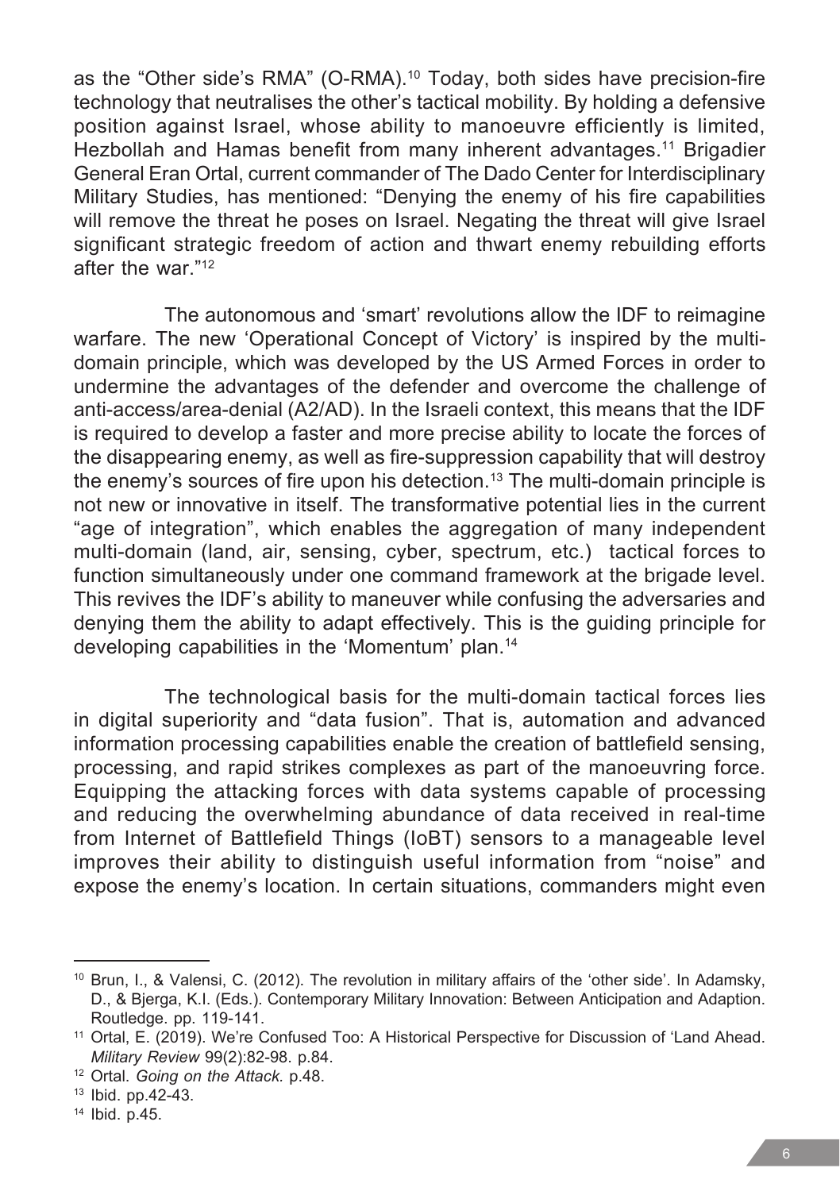as the "Other side's RMA" (O-RMA).[10] Today, both sides have precision-fire technology that neutralises the other's tactical mobility. By holding a defensive position against Israel, whose ability to manoeuvre efficiently is limited, Hezbollah and Hamas benefit from many inherent advantages.[11] Brigadier General Eran Ortal, current commander of The Dado Center for Interdisciplinary Military Studies, has mentioned: "Denying the enemy of his fire capabilities will remove the threat he poses on Israel. Negating the threat will give Israel significant strategic freedom of action and thwart enemy rebuilding efforts after the war."[12]

The autonomous and 'smart' revolutions allow the IDF to reimagine warfare. The new 'Operational Concept of Victory' is inspired by the multi-domain principle, which was developed by the US Armed Forces in order to undermine the advantages of the defender and overcome the challenge of anti-access/area-denial (A2/AD). In the Israeli context, this means that the IDF is required to develop a faster and more precise ability to locate the forces of the disappearing enemy, as well as fire-suppression capability that will destroy the enemy's sources of fire upon his detection.[13] The multi-domain principle is not new or innovative in itself. The transformative potential lies in the current "age of integration", which enables the aggregation of many independent multi-domain (land, air, sensing, cyber, spectrum, etc.) tactical forces to function simultaneously under one command framework at the brigade level. This revives the IDF's ability to maneuver while confusing the adversaries and denying them the ability to adapt effectively. This is the guiding principle for developing capabilities in the 'Momentum' plan.[14]

The technological basis for the multi-domain tactical forces lies in digital superiority and "data fusion". That is, automation and advanced information processing capabilities enable the creation of battlefield sensing, processing, and rapid strikes complexes as part of the manoeuvring force. Equipping the attacking forces with data systems capable of processing and reducing the overwhelming abundance of data received in real-time from Internet of Battlefield Things (IoBT) sensors to a manageable level improves their ability to distinguish useful information from "noise" and expose the enemy's location. In certain situations, commanders might even

---

[10] Brun, I., & Valensi, C. (2012). The revolution in military affairs of the 'other side'. In Adamsky, D., & Bjerga, K.I. (Eds.). Contemporary Military Innovation: Between Anticipation and Adaption. Routledge. pp. 119-141.

[11] Ortal, E. (2019). We're Confused Too: A Historical Perspective for Discussion of 'Land Ahead. *Military Review* 99(2):82-98. p.84.

[12] Ortal. *Going on the Attack.* p.48.

[13] Ibid. pp.42-43.

[14] Ibid. p.45.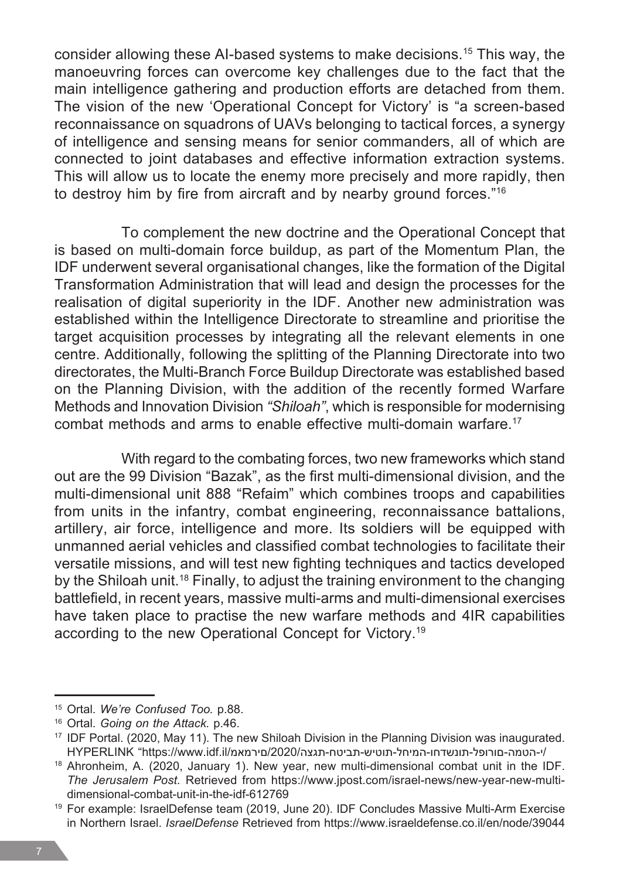consider allowing these AI-based systems to make decisions.[15] This way, the manoeuvring forces can overcome key challenges due to the fact that the main intelligence gathering and production efforts are detached from them. The vision of the new 'Operational Concept for Victory' is "a screen-based reconnaissance on squadrons of UAVs belonging to tactical forces, a synergy of intelligence and sensing means for senior commanders, all of which are connected to joint databases and effective information extraction systems. This will allow us to locate the enemy more precisely and more rapidly, then to destroy him by fire from aircraft and by nearby ground forces."[16]

To complement the new doctrine and the Operational Concept that is based on multi-domain force buildup, as part of the Momentum Plan, the IDF underwent several organisational changes, like the formation of the Digital Transformation Administration that will lead and design the processes for the realisation of digital superiority in the IDF. Another new administration was established within the Intelligence Directorate to streamline and prioritise the target acquisition processes by integrating all the relevant elements in one centre. Additionally, following the splitting of the Planning Directorate into two directorates, the Multi-Branch Force Buildup Directorate was established based on the Planning Division, with the addition of the recently formed Warfare Methods and Innovation Division *"Shiloah"*, which is responsible for modernising combat methods and arms to enable effective multi-domain warfare.[17]

With regard to the combating forces, two new frameworks which stand out are the 99 Division "Bazak", as the first multi-dimensional division, and the multi-dimensional unit 888 "Refaim" which combines troops and capabilities from units in the infantry, combat engineering, reconnaissance battalions, artillery, air force, intelligence and more. Its soldiers will be equipped with unmanned aerial vehicles and classified combat technologies to facilitate their versatile missions, and will test new fighting techniques and tactics developed by the Shiloah unit.[18] Finally, to adjust the training environment to the changing battlefield, in recent years, massive multi-arms and multi-dimensional exercises have taken place to practise the new warfare methods and 4IR capabilities according to the new Operational Concept for Victory.[19]

---

[15] Ortal. *We're Confused Too.* p.88.

[16] Ortal. *Going on the Attack.* p.46.

[17] IDF Portal. (2020, May 11). The new Shiloah Division in the Planning Division was inaugurated. HYPERLINK "https://www.idf.il/מאמרים/2020/הצגת-חטיבת-שיטות-לחימה-וחדשנות-לפורום-המטה-י/

[18] Ahronheim, A. (2020, January 1). New year, new multi-dimensional combat unit in the IDF. *The Jerusalem Post.* Retrieved from https://www.jpost.com/israel-news/new-year-new-multi-dimensional-combat-unit-in-the-idf-612769

[19] For example: IsraelDefense team (2019, June 20). IDF Concludes Massive Multi-Arm Exercise in Northern Israel. *IsraelDefense* Retrieved from https://www.israeldefense.co.il/en/node/39044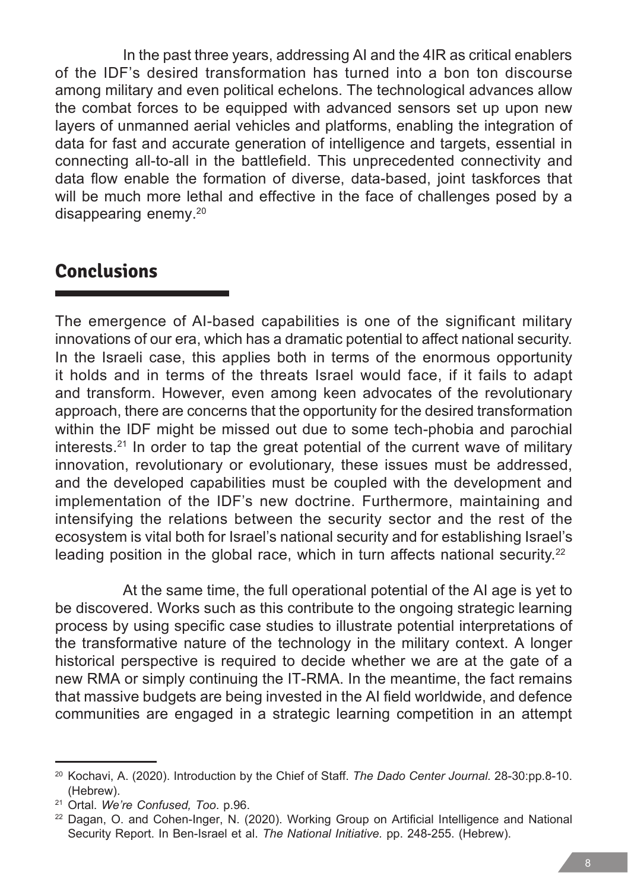In the past three years, addressing AI and the 4IR as critical enablers of the IDF's desired transformation has turned into a bon ton discourse among military and even political echelons. The technological advances allow the combat forces to be equipped with advanced sensors set up upon new layers of unmanned aerial vehicles and platforms, enabling the integration of data for fast and accurate generation of intelligence and targets, essential in connecting all-to-all in the battlefield. This unprecedented connectivity and data flow enable the formation of diverse, data-based, joint taskforces that will be much more lethal and effective in the face of challenges posed by a disappearing enemy.[20]

## Conclusions

The emergence of AI-based capabilities is one of the significant military innovations of our era, which has a dramatic potential to affect national security. In the Israeli case, this applies both in terms of the enormous opportunity it holds and in terms of the threats Israel would face, if it fails to adapt and transform. However, even among keen advocates of the revolutionary approach, there are concerns that the opportunity for the desired transformation within the IDF might be missed out due to some tech-phobia and parochial interests.[21] In order to tap the great potential of the current wave of military innovation, revolutionary or evolutionary, these issues must be addressed, and the developed capabilities must be coupled with the development and implementation of the IDF's new doctrine. Furthermore, maintaining and intensifying the relations between the security sector and the rest of the ecosystem is vital both for Israel's national security and for establishing Israel's leading position in the global race, which in turn affects national security.[22]

At the same time, the full operational potential of the AI age is yet to be discovered. Works such as this contribute to the ongoing strategic learning process by using specific case studies to illustrate potential interpretations of the transformative nature of the technology in the military context. A longer historical perspective is required to decide whether we are at the gate of a new RMA or simply continuing the IT-RMA. In the meantime, the fact remains that massive budgets are being invested in the AI field worldwide, and defence communities are engaged in a strategic learning competition in an attempt

---

[20] Kochavi, A. (2020). Introduction by the Chief of Staff. *The Dado Center Journal.* 28-30:pp.8-10. (Hebrew).

[21] Ortal. *We're Confused, Too*. p.96.

[22] Dagan, O. and Cohen-Inger, N. (2020). Working Group on Artificial Intelligence and National Security Report. In Ben-Israel et al. *The National Initiative.* pp. 248-255. (Hebrew).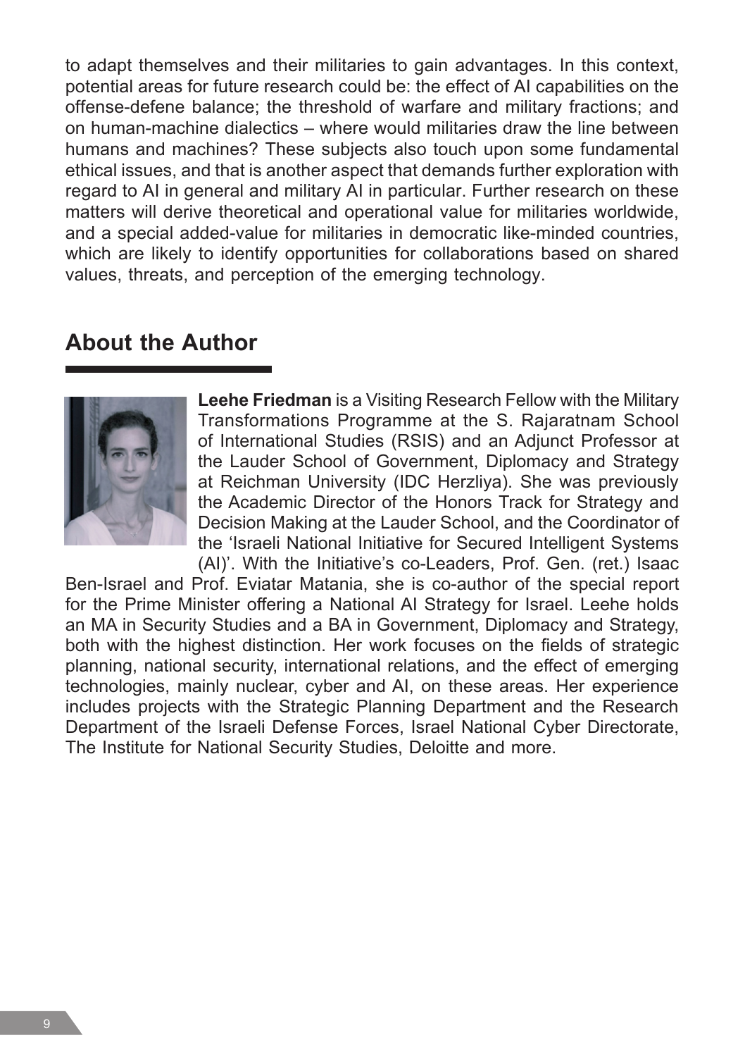to adapt themselves and their militaries to gain advantages. In this context, potential areas for future research could be: the effect of AI capabilities on the offense-defene balance; the threshold of warfare and military fractions; and on human-machine dialectics – where would militaries draw the line between humans and machines? These subjects also touch upon some fundamental ethical issues, and that is another aspect that demands further exploration with regard to AI in general and military AI in particular. Further research on these matters will derive theoretical and operational value for militaries worldwide, and a special added-value for militaries in democratic like-minded countries, which are likely to identify opportunities for collaborations based on shared values, threats, and perception of the emerging technology.

## About the Author

**Leehe Friedman** is a Visiting Research Fellow with the Military Transformations Programme at the S. Rajaratnam School of International Studies (RSIS) and an Adjunct Professor at the Lauder School of Government, Diplomacy and Strategy at Reichman University (IDC Herzliya). She was previously the Academic Director of the Honors Track for Strategy and Decision Making at the Lauder School, and the Coordinator of the 'Israeli National Initiative for Secured Intelligent Systems (AI)'. With the Initiative's co-Leaders, Prof. Gen. (ret.) Isaac Ben-Israel and Prof. Eviatar Matania, she is co-author of the special report for the Prime Minister offering a National AI Strategy for Israel. Leehe holds an MA in Security Studies and a BA in Government, Diplomacy and Strategy, both with the highest distinction. Her work focuses on the fields of strategic planning, national security, international relations, and the effect of emerging technologies, mainly nuclear, cyber and AI, on these areas. Her experience includes projects with the Strategic Planning Department and the Research Department of the Israeli Defense Forces, Israel National Cyber Directorate, The Institute for National Security Studies, Deloitte and more.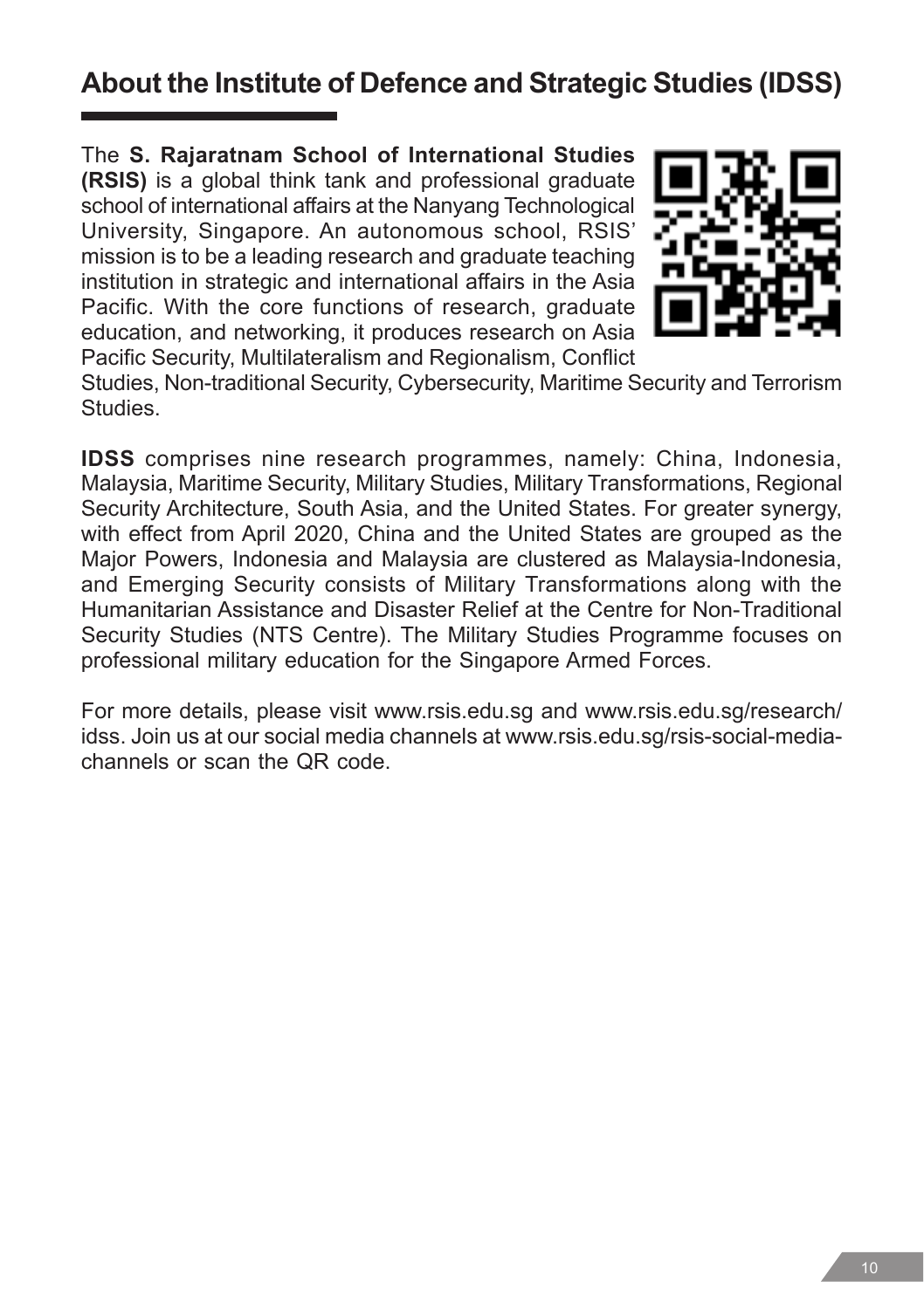## About the Institute of Defence and Strategic Studies (IDSS)

The **S. Rajaratnam School of International Studies (RSIS)** is a global think tank and professional graduate school of international affairs at the Nanyang Technological University, Singapore. An autonomous school, RSIS' mission is to be a leading research and graduate teaching institution in strategic and international affairs in the Asia Pacific. With the core functions of research, graduate education, and networking, it produces research on Asia Pacific Security, Multilateralism and Regionalism, Conflict Studies, Non-traditional Security, Cybersecurity, Maritime Security and Terrorism Studies.

**IDSS** comprises nine research programmes, namely: China, Indonesia, Malaysia, Maritime Security, Military Studies, Military Transformations, Regional Security Architecture, South Asia, and the United States. For greater synergy, with effect from April 2020, China and the United States are grouped as the Major Powers, Indonesia and Malaysia are clustered as Malaysia-Indonesia, and Emerging Security consists of Military Transformations along with the Humanitarian Assistance and Disaster Relief at the Centre for Non-Traditional Security Studies (NTS Centre). The Military Studies Programme focuses on professional military education for the Singapore Armed Forces.

For more details, please visit www.rsis.edu.sg and www.rsis.edu.sg/research/idss. Join us at our social media channels at www.rsis.edu.sg/rsis-social-media-channels or scan the QR code.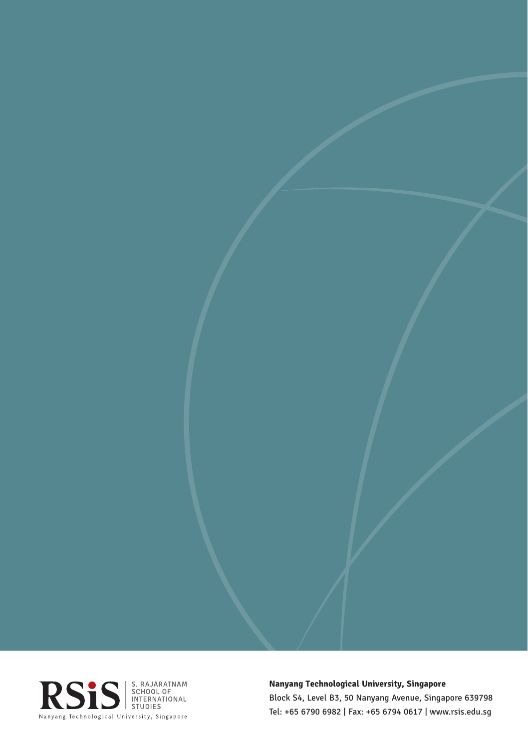RSiS | S. RAJARATNAM SCHOOL OF INTERNATIONAL STUDIES

Nanyang Technological University, Singapore

**Nanyang Technological University, Singapore**

Block S4, Level B3, 50 Nanyang Avenue, Singapore 639798

Tel: +65 6790 6982 | Fax: +65 6794 0617 | www.rsis.edu.sg